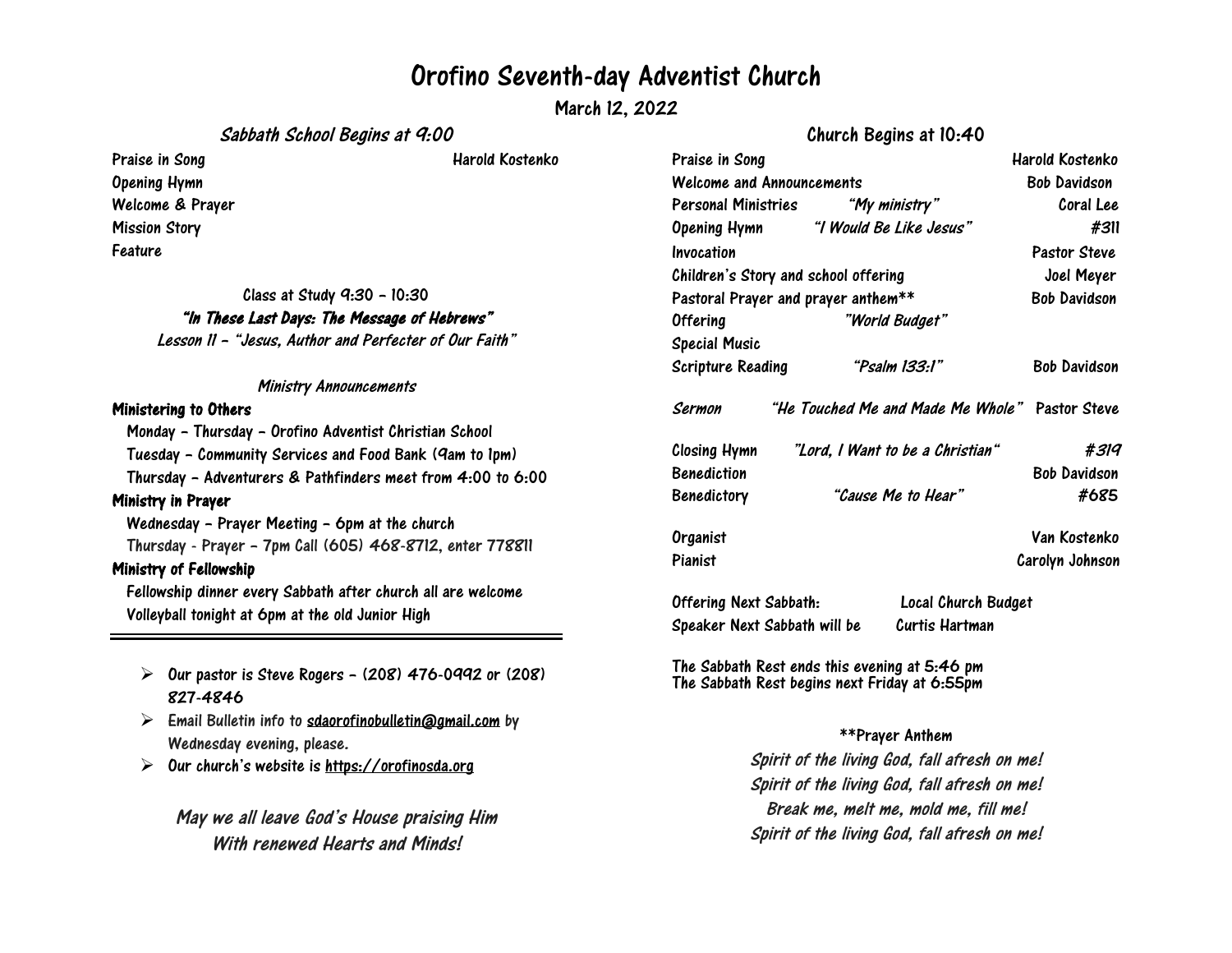# Orofino Seventh-day Adventist Church

**March 12, 2022**

## *Sabbath School Begins at 9:00*

Praise in Song — Harold Kostenko
Opening Hymn
Welcome & Prayer
Mission Story
Feature

Class at Study 9:30 – 10:30

***"In These Last Days: The Message of Hebrews"***

*Lesson 11 – "Jesus, Author and Perfecter of Our Faith"*

*Ministry Announcements*

**Ministering to Others**

Monday – Thursday – Orofino Adventist Christian School
Tuesday – Community Services and Food Bank (9am to 1pm)
Thursday – Adventurers & Pathfinders meet from 4:00 to 6:00

**Ministry in Prayer**

Wednesday – Prayer Meeting – 6pm at the church
Thursday - Prayer – 7pm Call (605) 468-8712, enter 778811

**Ministry of Fellowship**

Fellowship dinner every Sabbath after church all are welcome
Volleyball tonight at 6pm at the old Junior High

---

- Our pastor is Steve Rogers – (208) 476-0992 or (208) 827-4846
- Email Bulletin info to sdaorofinobulletin@gmail.com by Wednesday evening, please.
- Our church's website is https://orofinosda.org

*May we all leave God's House praising Him With renewed Hearts and Minds!*

## Church Begins at 10:40

| | | |
|---|---|---|
| Praise in Song | | Harold Kostenko |
| Welcome and Announcements | | Bob Davidson |
| Personal Ministries | *"My ministry"* | Coral Lee |
| Opening Hymn | *"I Would Be Like Jesus"* | #311 |
| Invocation | | Pastor Steve |
| Children's Story and school offering | | Joel Meyer |
| Pastoral Prayer and prayer anthem** | | Bob Davidson |
| Offering | *"World Budget"* | |
| Special Music | | |
| Scripture Reading | *"Psalm 133:1"* | Bob Davidson |
| *Sermon* | *"He Touched Me and Made Me Whole"* | Pastor Steve |
| Closing Hymn | *"Lord, I Want to be a Christian"* | *#319* |
| Benediction | | Bob Davidson |
| Benedictory | *"Cause Me to Hear"* | #685 |
| Organist | | Van Kostenko |
| Pianist | | Carolyn Johnson |

Offering Next Sabbath: Local Church Budget
Speaker Next Sabbath will be Curtis Hartman

The Sabbath Rest ends this evening at 5:46 pm
The Sabbath Rest begins next Friday at 6:55pm

**Prayer Anthem

*Spirit of the living God, fall afresh on me!*
*Spirit of the living God, fall afresh on me!*
*Break me, melt me, mold me, fill me!*
*Spirit of the living God, fall afresh on me!*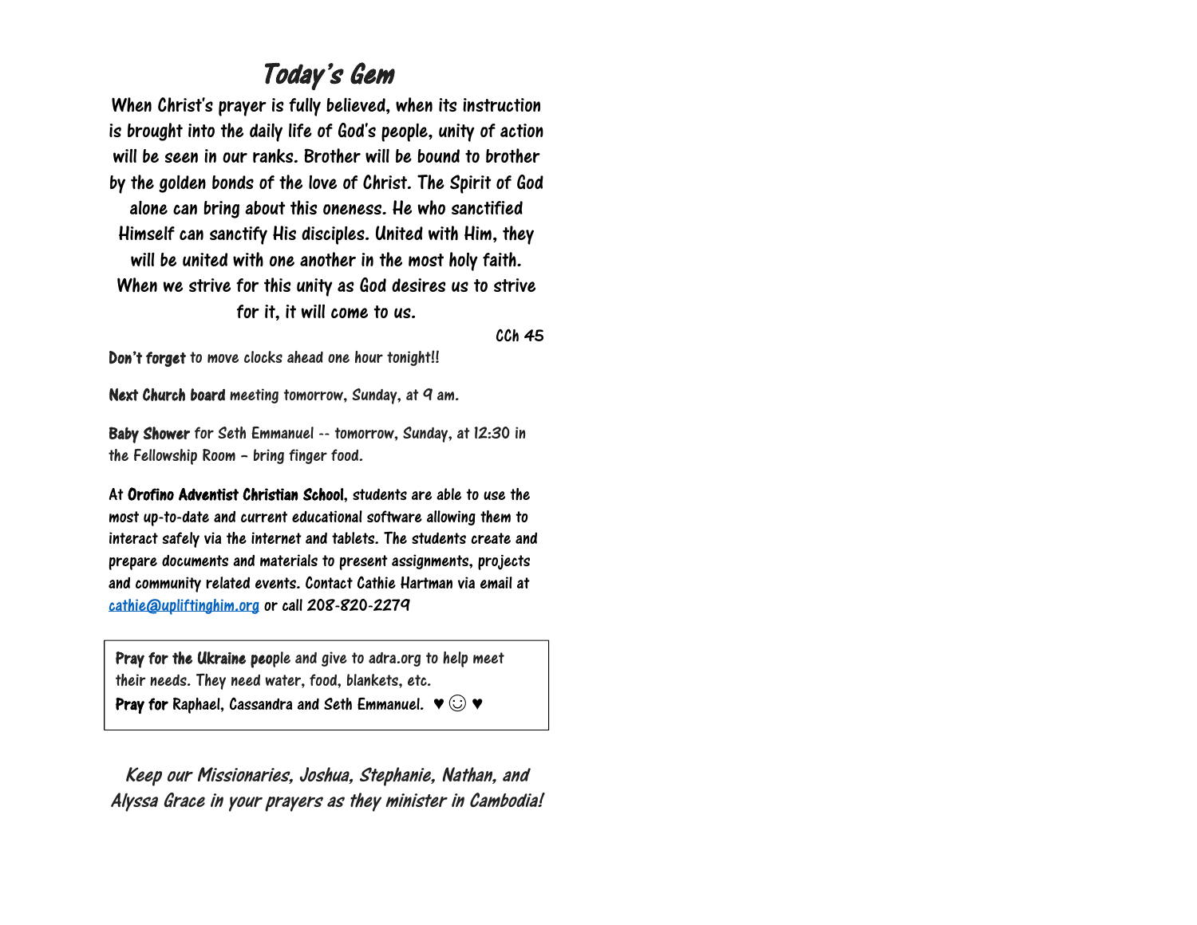# Today's Gem

When Christ's prayer is fully believed, when its instruction is brought into the daily life of God's people, unity of action will be seen in our ranks. Brother will be bound to brother by the golden bonds of the love of Christ. The Spirit of God alone can bring about this oneness. He who sanctified Himself can sanctify His disciples. United with Him, they will be united with one another in the most holy faith. When we strive for this unity as God desires us to strive for it, it will come to us.

CCh 45

**Don't forget** to move clocks ahead one hour tonight!!

**Next Church board** meeting tomorrow, Sunday, at 9 am.

**Baby Shower** for Seth Emmanuel -- tomorrow, Sunday, at 12:30 in the Fellowship Room – bring finger food.

At **Orofino Adventist Christian School**, students are able to use the most up-to-date and current educational software allowing them to interact safely via the internet and tablets. The students create and prepare documents and materials to present assignments, projects and community related events. Contact Cathie Hartman via email at cathie@upliftinghim.org or call 208-820-2279

**Pray for the Ukraine peo**ple and give to adra.org to help meet their needs. They need water, food, blankets, etc.
**Pray for** Raphael, Cassandra and Seth Emmanuel. ♥ ☺ ♥

*Keep our Missionaries, Joshua, Stephanie, Nathan, and Alyssa Grace in your prayers as they minister in Cambodia!*